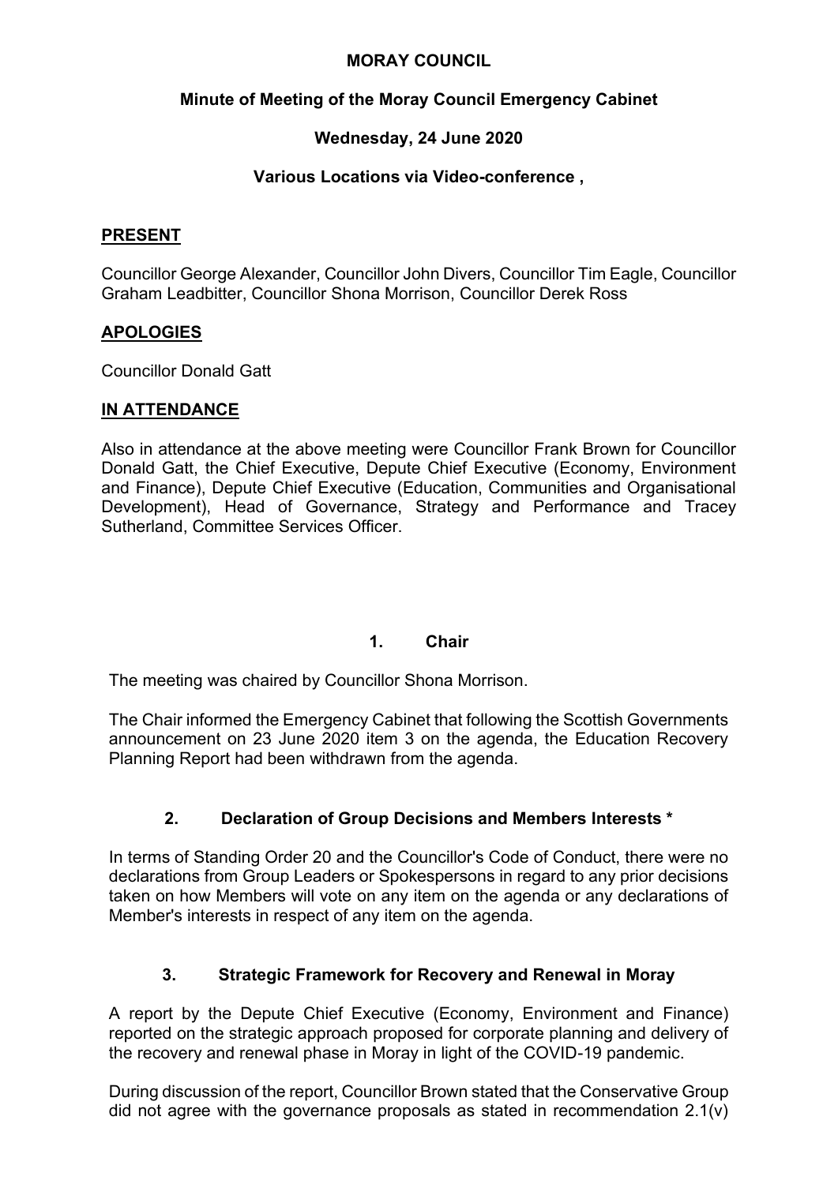# MORAY COUNCIL

## Minute of Meeting of the Moray Council Emergency Cabinet

## Wednesday, 24 June 2020

## Various Locations via Video-conference ,

### PRESENT

Councillor George Alexander, Councillor John Divers, Councillor Tim Eagle, Councillor Graham Leadbitter, Councillor Shona Morrison, Councillor Derek Ross

### APOLOGIES

Councillor Donald Gatt

### IN ATTENDANCE

Also in attendance at the above meeting were Councillor Frank Brown for Councillor Donald Gatt, the Chief Executive, Depute Chief Executive (Economy, Environment and Finance), Depute Chief Executive (Education, Communities and Organisational Development), Head of Governance, Strategy and Performance and Tracey Sutherland, Committee Services Officer.

### 1. Chair

The meeting was chaired by Councillor Shona Morrison.

The Chair informed the Emergency Cabinet that following the Scottish Governments announcement on 23 June 2020 item 3 on the agenda, the Education Recovery Planning Report had been withdrawn from the agenda.

### 2. Declaration of Group Decisions and Members Interests *

In terms of Standing Order 20 and the Councillor's Code of Conduct, there were no declarations from Group Leaders or Spokespersons in regard to any prior decisions taken on how Members will vote on any item on the agenda or any declarations of Member's interests in respect of any item on the agenda.

### 3. Strategic Framework for Recovery and Renewal in Moray

A report by the Depute Chief Executive (Economy, Environment and Finance) reported on the strategic approach proposed for corporate planning and delivery of the recovery and renewal phase in Moray in light of the COVID-19 pandemic.

During discussion of the report, Councillor Brown stated that the Conservative Group did not agree with the governance proposals as stated in recommendation 2.1(v)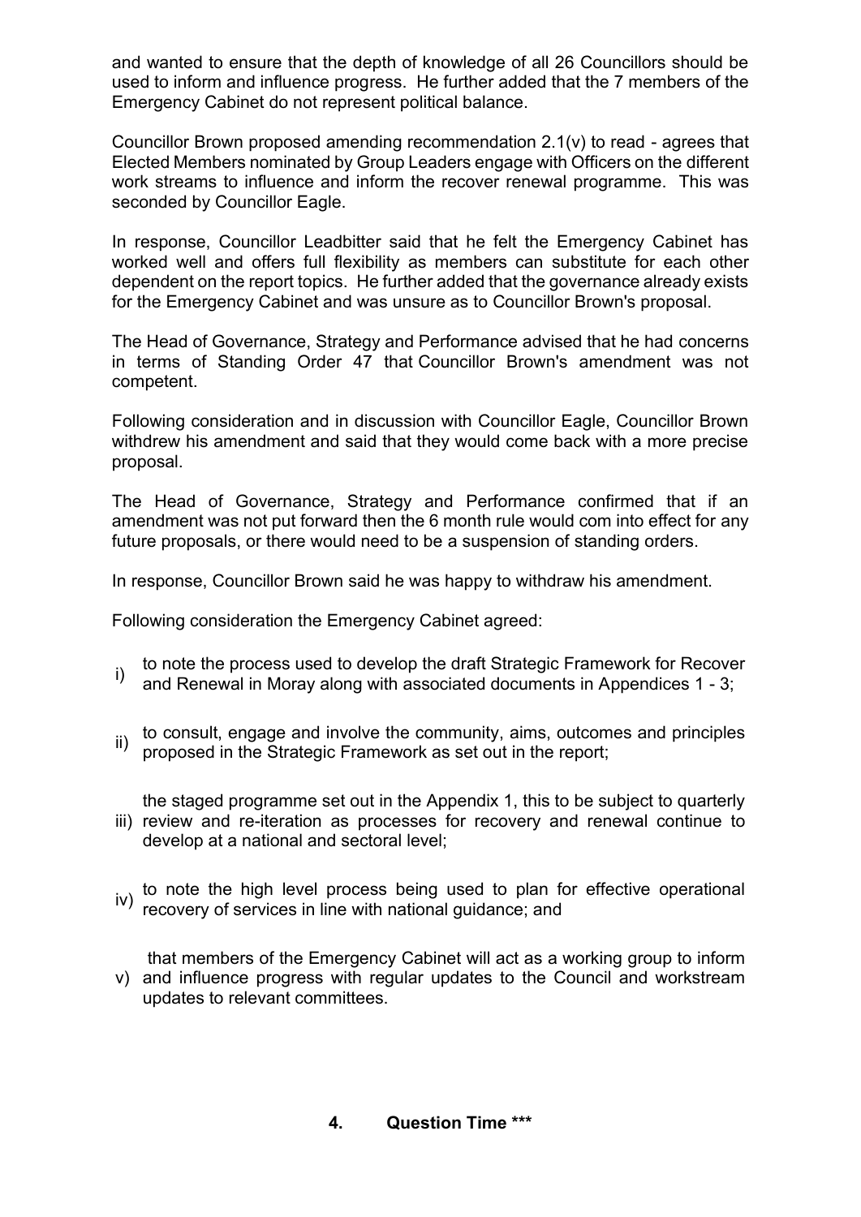and wanted to ensure that the depth of knowledge of all 26 Councillors should be used to inform and influence progress. He further added that the 7 members of the Emergency Cabinet do not represent political balance.

Councillor Brown proposed amending recommendation 2.1(v) to read - agrees that Elected Members nominated by Group Leaders engage with Officers on the different work streams to influence and inform the recover renewal programme. This was seconded by Councillor Eagle.

In response, Councillor Leadbitter said that he felt the Emergency Cabinet has worked well and offers full flexibility as members can substitute for each other dependent on the report topics. He further added that the governance already exists for the Emergency Cabinet and was unsure as to Councillor Brown's proposal.

The Head of Governance, Strategy and Performance advised that he had concerns in terms of Standing Order 47 that Councillor Brown's amendment was not competent.

Following consideration and in discussion with Councillor Eagle, Councillor Brown withdrew his amendment and said that they would come back with a more precise proposal.

The Head of Governance, Strategy and Performance confirmed that if an amendment was not put forward then the 6 month rule would com into effect for any future proposals, or there would need to be a suspension of standing orders.

In response, Councillor Brown said he was happy to withdraw his amendment.

Following consideration the Emergency Cabinet agreed:

i) to note the process used to develop the draft Strategic Framework for Recover and Renewal in Moray along with associated documents in Appendices 1 - 3;

ii) to consult, engage and involve the community, aims, outcomes and principles proposed in the Strategic Framework as set out in the report;

iii) the staged programme set out in the Appendix 1, this to be subject to quarterly review and re-iteration as processes for recovery and renewal continue to develop at a national and sectoral level;

iv) to note the high level process being used to plan for effective operational recovery of services in line with national guidance; and

v) that members of the Emergency Cabinet will act as a working group to inform and influence progress with regular updates to the Council and workstream updates to relevant committees.

## 4. Question Time ***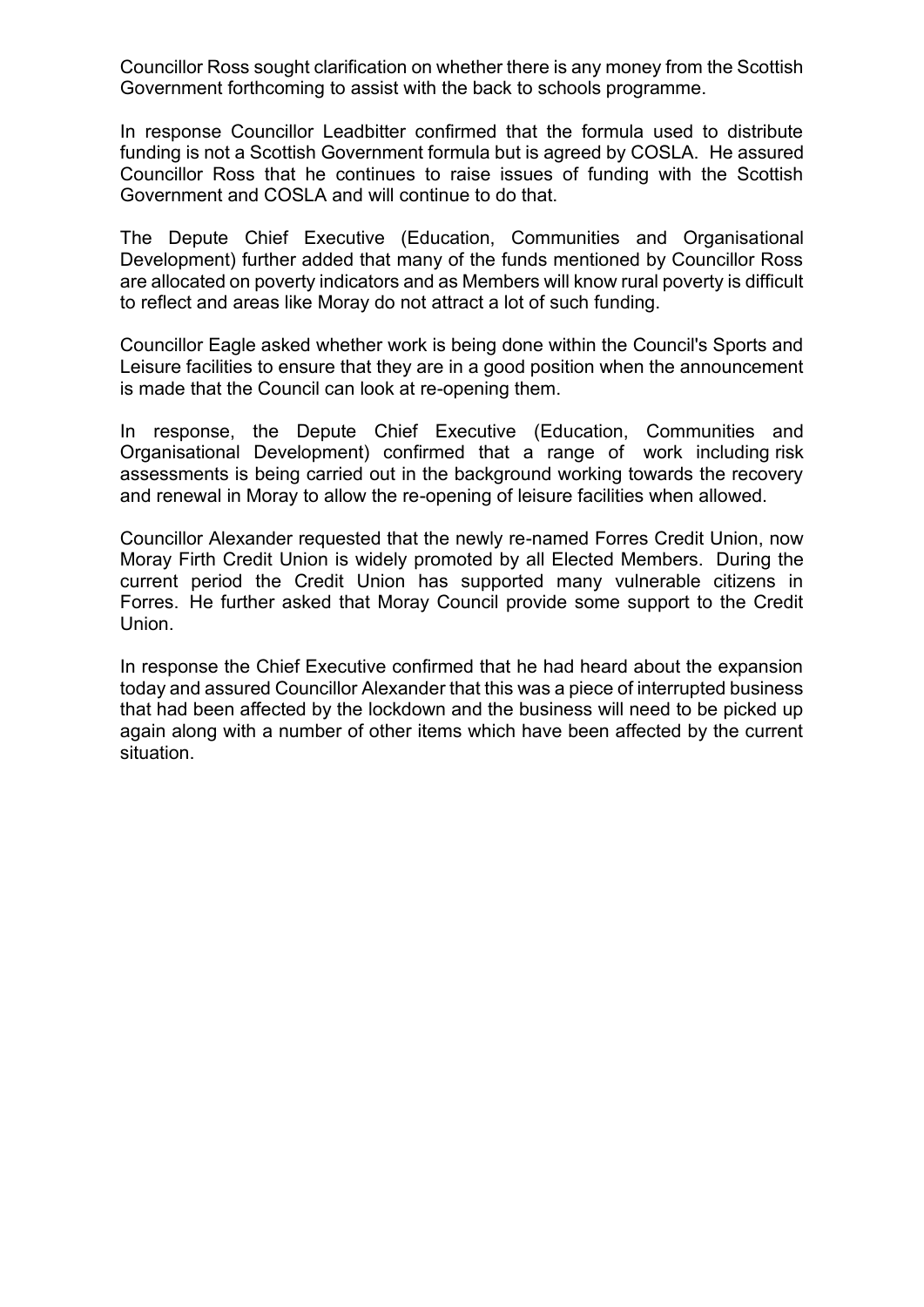Councillor Ross sought clarification on whether there is any money from the Scottish Government forthcoming to assist with the back to schools programme.

In response Councillor Leadbitter confirmed that the formula used to distribute funding is not a Scottish Government formula but is agreed by COSLA. He assured Councillor Ross that he continues to raise issues of funding with the Scottish Government and COSLA and will continue to do that.

The Depute Chief Executive (Education, Communities and Organisational Development) further added that many of the funds mentioned by Councillor Ross are allocated on poverty indicators and as Members will know rural poverty is difficult to reflect and areas like Moray do not attract a lot of such funding.

Councillor Eagle asked whether work is being done within the Council's Sports and Leisure facilities to ensure that they are in a good position when the announcement is made that the Council can look at re-opening them.

In response, the Depute Chief Executive (Education, Communities and Organisational Development) confirmed that a range of work including risk assessments is being carried out in the background working towards the recovery and renewal in Moray to allow the re-opening of leisure facilities when allowed.

Councillor Alexander requested that the newly re-named Forres Credit Union, now Moray Firth Credit Union is widely promoted by all Elected Members. During the current period the Credit Union has supported many vulnerable citizens in Forres. He further asked that Moray Council provide some support to the Credit Union.

In response the Chief Executive confirmed that he had heard about the expansion today and assured Councillor Alexander that this was a piece of interrupted business that had been affected by the lockdown and the business will need to be picked up again along with a number of other items which have been affected by the current situation.